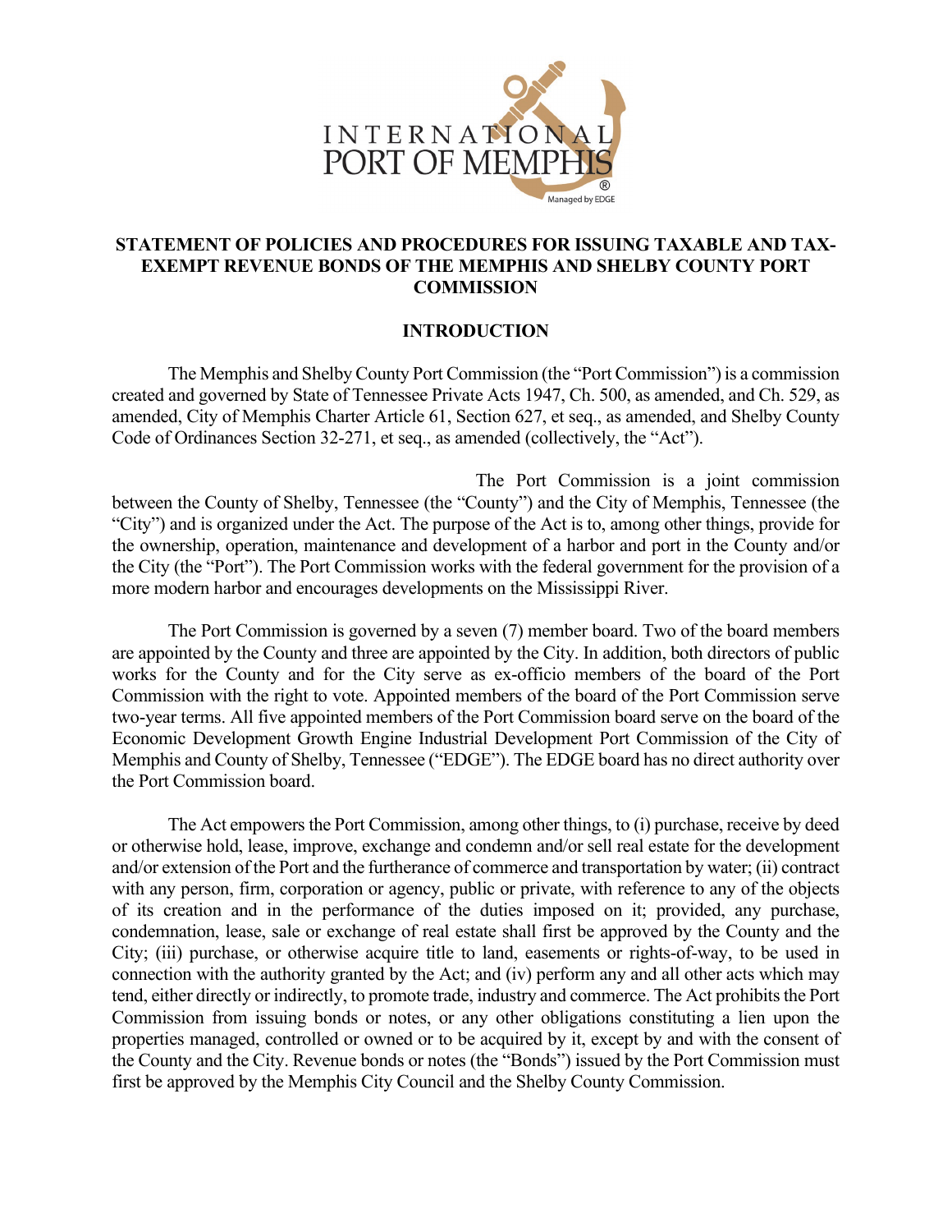## STATEMENT OF POLICIES AND PROCEDURES FOR ISSUING TAXABLE AND TAX-EXEMPT REVENUE BONDS OF THE MEMPHIS AND SHELBY COUNTY PORT COMMISSION

### INTRODUCTION

The Memphis and Shelby County Port Commission (the "Port Commission") is a commission created and governed by State of Tennessee Private Acts 1947, Ch. 500, as amended, and Ch. 529, as amended, City of Memphis Charter Article 61, Section 627, et seq., as amended, and Shelby County Code of Ordinances Section 32-271, et seq., as amended (collectively, the "Act").

The Port Commission is a joint commission between the County of Shelby, Tennessee (the "County") and the City of Memphis, Tennessee (the "City") and is organized under the Act. The purpose of the Act is to, among other things, provide for the ownership, operation, maintenance and development of a harbor and port in the County and/or the City (the "Port"). The Port Commission works with the federal government for the provision of a more modern harbor and encourages developments on the Mississippi River.

The Port Commission is governed by a seven (7) member board. Two of the board members are appointed by the County and three are appointed by the City. In addition, both directors of public works for the County and for the City serve as ex-officio members of the board of the Port Commission with the right to vote. Appointed members of the board of the Port Commission serve two-year terms. All five appointed members of the Port Commission board serve on the board of the Economic Development Growth Engine Industrial Development Port Commission of the City of Memphis and County of Shelby, Tennessee ("EDGE"). The EDGE board has no direct authority over the Port Commission board.

The Act empowers the Port Commission, among other things, to (i) purchase, receive by deed or otherwise hold, lease, improve, exchange and condemn and/or sell real estate for the development and/or extension of the Port and the furtherance of commerce and transportation by water; (ii) contract with any person, firm, corporation or agency, public or private, with reference to any of the objects of its creation and in the performance of the duties imposed on it; provided, any purchase, condemnation, lease, sale or exchange of real estate shall first be approved by the County and the City; (iii) purchase, or otherwise acquire title to land, easements or rights-of-way, to be used in connection with the authority granted by the Act; and (iv) perform any and all other acts which may tend, either directly or indirectly, to promote trade, industry and commerce. The Act prohibits the Port Commission from issuing bonds or notes, or any other obligations constituting a lien upon the properties managed, controlled or owned or to be acquired by it, except by and with the consent of the County and the City. Revenue bonds or notes (the "Bonds") issued by the Port Commission must first be approved by the Memphis City Council and the Shelby County Commission.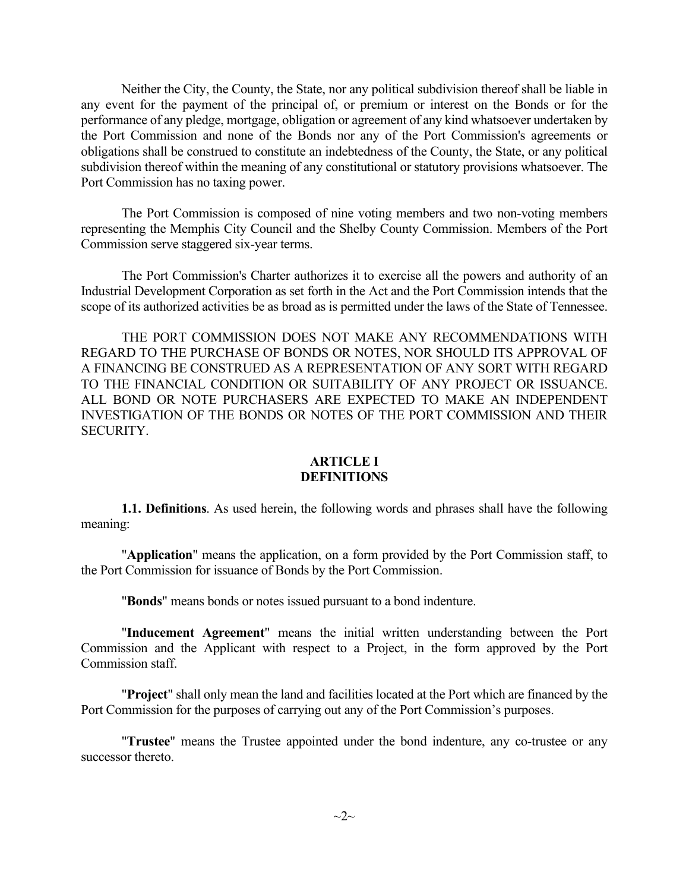Neither the City, the County, the State, nor any political subdivision thereof shall be liable in any event for the payment of the principal of, or premium or interest on the Bonds or for the performance of any pledge, mortgage, obligation or agreement of any kind whatsoever undertaken by the Port Commission and none of the Bonds nor any of the Port Commission's agreements or obligations shall be construed to constitute an indebtedness of the County, the State, or any political subdivision thereof within the meaning of any constitutional or statutory provisions whatsoever. The Port Commission has no taxing power.

The Port Commission is composed of nine voting members and two non-voting members representing the Memphis City Council and the Shelby County Commission. Members of the Port Commission serve staggered six-year terms.

The Port Commission's Charter authorizes it to exercise all the powers and authority of an Industrial Development Corporation as set forth in the Act and the Port Commission intends that the scope of its authorized activities be as broad as is permitted under the laws of the State of Tennessee.

THE PORT COMMISSION DOES NOT MAKE ANY RECOMMENDATIONS WITH REGARD TO THE PURCHASE OF BONDS OR NOTES, NOR SHOULD ITS APPROVAL OF A FINANCING BE CONSTRUED AS A REPRESENTATION OF ANY SORT WITH REGARD TO THE FINANCIAL CONDITION OR SUITABILITY OF ANY PROJECT OR ISSUANCE. ALL BOND OR NOTE PURCHASERS ARE EXPECTED TO MAKE AN INDEPENDENT INVESTIGATION OF THE BONDS OR NOTES OF THE PORT COMMISSION AND THEIR SECURITY.

## ARTICLE I
## DEFINITIONS

**1.1. Definitions**. As used herein, the following words and phrases shall have the following meaning:

"**Application**" means the application, on a form provided by the Port Commission staff, to the Port Commission for issuance of Bonds by the Port Commission.

"**Bonds**" means bonds or notes issued pursuant to a bond indenture.

"**Inducement Agreement**" means the initial written understanding between the Port Commission and the Applicant with respect to a Project, in the form approved by the Port Commission staff.

"**Project**" shall only mean the land and facilities located at the Port which are financed by the Port Commission for the purposes of carrying out any of the Port Commission's purposes.

"**Trustee**" means the Trustee appointed under the bond indenture, any co-trustee or any successor thereto.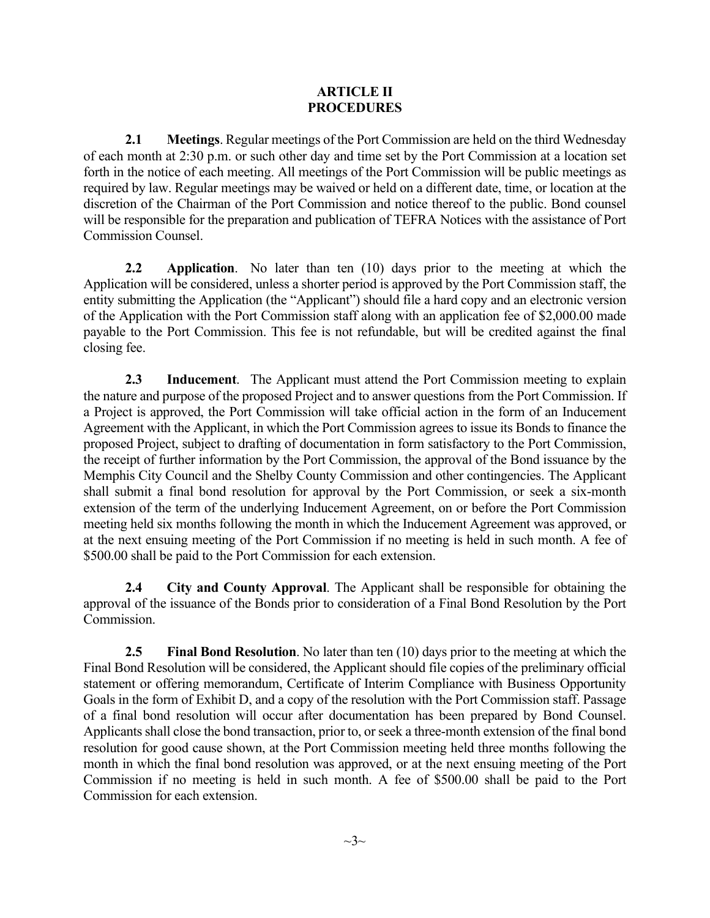## ARTICLE II
## PROCEDURES

**2.1 Meetings**. Regular meetings of the Port Commission are held on the third Wednesday of each month at 2:30 p.m. or such other day and time set by the Port Commission at a location set forth in the notice of each meeting. All meetings of the Port Commission will be public meetings as required by law. Regular meetings may be waived or held on a different date, time, or location at the discretion of the Chairman of the Port Commission and notice thereof to the public. Bond counsel will be responsible for the preparation and publication of TEFRA Notices with the assistance of Port Commission Counsel.

**2.2 Application**. No later than ten (10) days prior to the meeting at which the Application will be considered, unless a shorter period is approved by the Port Commission staff, the entity submitting the Application (the "Applicant") should file a hard copy and an electronic version of the Application with the Port Commission staff along with an application fee of $2,000.00 made payable to the Port Commission. This fee is not refundable, but will be credited against the final closing fee.

**2.3 Inducement**. The Applicant must attend the Port Commission meeting to explain the nature and purpose of the proposed Project and to answer questions from the Port Commission. If a Project is approved, the Port Commission will take official action in the form of an Inducement Agreement with the Applicant, in which the Port Commission agrees to issue its Bonds to finance the proposed Project, subject to drafting of documentation in form satisfactory to the Port Commission, the receipt of further information by the Port Commission, the approval of the Bond issuance by the Memphis City Council and the Shelby County Commission and other contingencies. The Applicant shall submit a final bond resolution for approval by the Port Commission, or seek a six-month extension of the term of the underlying Inducement Agreement, on or before the Port Commission meeting held six months following the month in which the Inducement Agreement was approved, or at the next ensuing meeting of the Port Commission if no meeting is held in such month. A fee of $500.00 shall be paid to the Port Commission for each extension.

**2.4 City and County Approval**. The Applicant shall be responsible for obtaining the approval of the issuance of the Bonds prior to consideration of a Final Bond Resolution by the Port Commission.

**2.5 Final Bond Resolution**. No later than ten (10) days prior to the meeting at which the Final Bond Resolution will be considered, the Applicant should file copies of the preliminary official statement or offering memorandum, Certificate of Interim Compliance with Business Opportunity Goals in the form of Exhibit D, and a copy of the resolution with the Port Commission staff. Passage of a final bond resolution will occur after documentation has been prepared by Bond Counsel. Applicants shall close the bond transaction, prior to, or seek a three-month extension of the final bond resolution for good cause shown, at the Port Commission meeting held three months following the month in which the final bond resolution was approved, or at the next ensuing meeting of the Port Commission if no meeting is held in such month. A fee of $500.00 shall be paid to the Port Commission for each extension.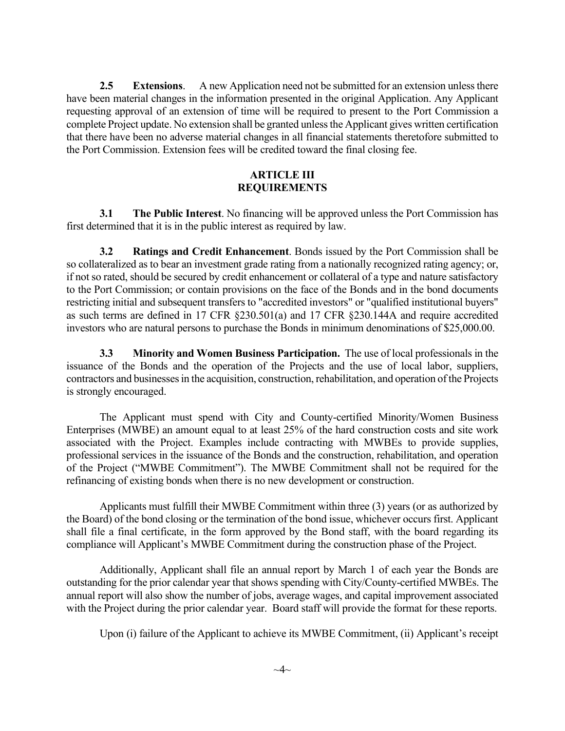**2.5 Extensions**. A new Application need not be submitted for an extension unless there have been material changes in the information presented in the original Application. Any Applicant requesting approval of an extension of time will be required to present to the Port Commission a complete Project update. No extension shall be granted unless the Applicant gives written certification that there have been no adverse material changes in all financial statements theretofore submitted to the Port Commission. Extension fees will be credited toward the final closing fee.

## ARTICLE III
## REQUIREMENTS

**3.1 The Public Interest**. No financing will be approved unless the Port Commission has first determined that it is in the public interest as required by law.

**3.2 Ratings and Credit Enhancement**. Bonds issued by the Port Commission shall be so collateralized as to bear an investment grade rating from a nationally recognized rating agency; or, if not so rated, should be secured by credit enhancement or collateral of a type and nature satisfactory to the Port Commission; or contain provisions on the face of the Bonds and in the bond documents restricting initial and subsequent transfers to "accredited investors" or "qualified institutional buyers" as such terms are defined in 17 CFR §230.501(a) and 17 CFR §230.144A and require accredited investors who are natural persons to purchase the Bonds in minimum denominations of $25,000.00.

**3.3 Minority and Women Business Participation.** The use of local professionals in the issuance of the Bonds and the operation of the Projects and the use of local labor, suppliers, contractors and businesses in the acquisition, construction, rehabilitation, and operation of the Projects is strongly encouraged.

The Applicant must spend with City and County-certified Minority/Women Business Enterprises (MWBE) an amount equal to at least 25% of the hard construction costs and site work associated with the Project. Examples include contracting with MWBEs to provide supplies, professional services in the issuance of the Bonds and the construction, rehabilitation, and operation of the Project ("MWBE Commitment"). The MWBE Commitment shall not be required for the refinancing of existing bonds when there is no new development or construction.

Applicants must fulfill their MWBE Commitment within three (3) years (or as authorized by the Board) of the bond closing or the termination of the bond issue, whichever occurs first. Applicant shall file a final certificate, in the form approved by the Bond staff, with the board regarding its compliance will Applicant's MWBE Commitment during the construction phase of the Project.

Additionally, Applicant shall file an annual report by March 1 of each year the Bonds are outstanding for the prior calendar year that shows spending with City/County-certified MWBEs. The annual report will also show the number of jobs, average wages, and capital improvement associated with the Project during the prior calendar year. Board staff will provide the format for these reports.

Upon (i) failure of the Applicant to achieve its MWBE Commitment, (ii) Applicant's receipt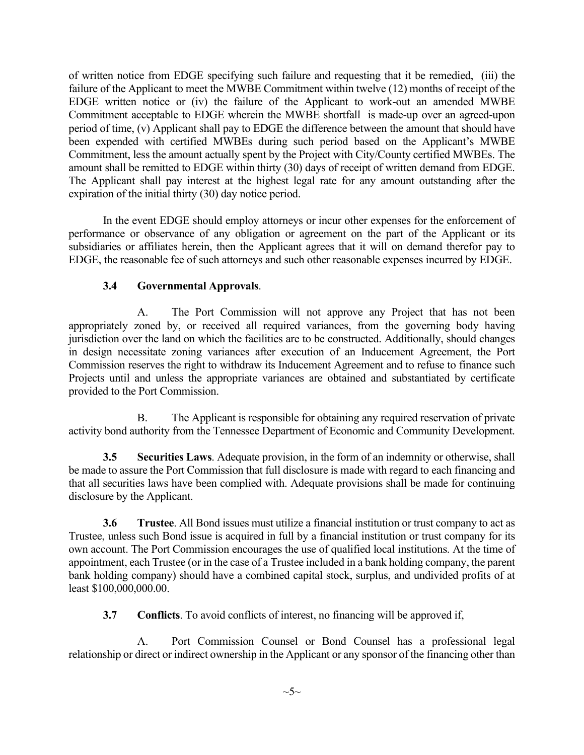of written notice from EDGE specifying such failure and requesting that it be remedied, (iii) the failure of the Applicant to meet the MWBE Commitment within twelve (12) months of receipt of the EDGE written notice or (iv) the failure of the Applicant to work-out an amended MWBE Commitment acceptable to EDGE wherein the MWBE shortfall is made-up over an agreed-upon period of time, (v) Applicant shall pay to EDGE the difference between the amount that should have been expended with certified MWBEs during such period based on the Applicant's MWBE Commitment, less the amount actually spent by the Project with City/County certified MWBEs. The amount shall be remitted to EDGE within thirty (30) days of receipt of written demand from EDGE. The Applicant shall pay interest at the highest legal rate for any amount outstanding after the expiration of the initial thirty (30) day notice period.

In the event EDGE should employ attorneys or incur other expenses for the enforcement of performance or observance of any obligation or agreement on the part of the Applicant or its subsidiaries or affiliates herein, then the Applicant agrees that it will on demand therefor pay to EDGE, the reasonable fee of such attorneys and such other reasonable expenses incurred by EDGE.

**3.4 Governmental Approvals**.

A. The Port Commission will not approve any Project that has not been appropriately zoned by, or received all required variances, from the governing body having jurisdiction over the land on which the facilities are to be constructed. Additionally, should changes in design necessitate zoning variances after execution of an Inducement Agreement, the Port Commission reserves the right to withdraw its Inducement Agreement and to refuse to finance such Projects until and unless the appropriate variances are obtained and substantiated by certificate provided to the Port Commission.

B. The Applicant is responsible for obtaining any required reservation of private activity bond authority from the Tennessee Department of Economic and Community Development.

**3.5 Securities Laws**. Adequate provision, in the form of an indemnity or otherwise, shall be made to assure the Port Commission that full disclosure is made with regard to each financing and that all securities laws have been complied with. Adequate provisions shall be made for continuing disclosure by the Applicant.

**3.6 Trustee**. All Bond issues must utilize a financial institution or trust company to act as Trustee, unless such Bond issue is acquired in full by a financial institution or trust company for its own account. The Port Commission encourages the use of qualified local institutions. At the time of appointment, each Trustee (or in the case of a Trustee included in a bank holding company, the parent bank holding company) should have a combined capital stock, surplus, and undivided profits of at least $100,000,000.00.

**3.7 Conflicts**. To avoid conflicts of interest, no financing will be approved if,

A. Port Commission Counsel or Bond Counsel has a professional legal relationship or direct or indirect ownership in the Applicant or any sponsor of the financing other than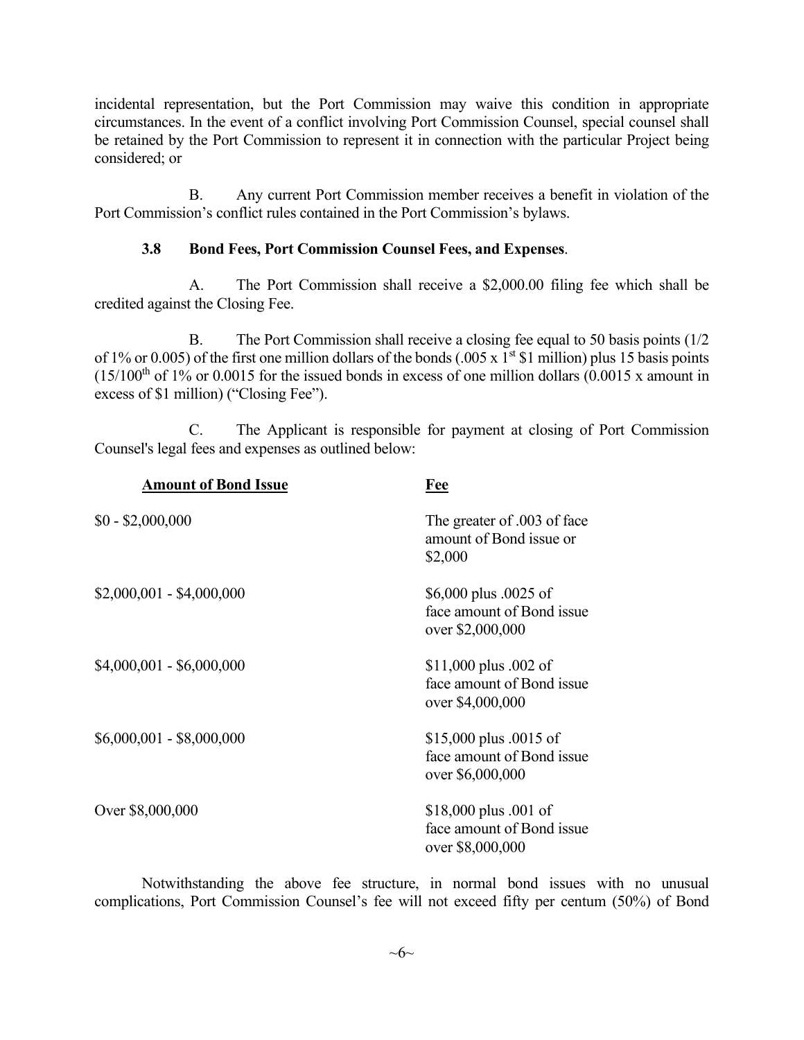incidental representation, but the Port Commission may waive this condition in appropriate circumstances. In the event of a conflict involving Port Commission Counsel, special counsel shall be retained by the Port Commission to represent it in connection with the particular Project being considered; or

B. Any current Port Commission member receives a benefit in violation of the Port Commission's conflict rules contained in the Port Commission's bylaws.

**3.8 Bond Fees, Port Commission Counsel Fees, and Expenses**.

A. The Port Commission shall receive a $2,000.00 filing fee which shall be credited against the Closing Fee.

B. The Port Commission shall receive a closing fee equal to 50 basis points (1/2 of 1% or 0.005) of the first one million dollars of the bonds (.005 x 1st $1 million) plus 15 basis points (15/100th of 1% or 0.0015 for the issued bonds in excess of one million dollars (0.0015 x amount in excess of $1 million) ("Closing Fee").

C. The Applicant is responsible for payment at closing of Port Commission Counsel's legal fees and expenses as outlined below:

| Amount of Bond Issue | Fee |
|---|---|
| $0 - $2,000,000 | The greater of .003 of face amount of Bond issue or $2,000 |
| $2,000,001 - $4,000,000 | $6,000 plus .0025 of face amount of Bond issue over $2,000,000 |
| $4,000,001 - $6,000,000 | $11,000 plus .002 of face amount of Bond issue over $4,000,000 |
| $6,000,001 - $8,000,000 | $15,000 plus .0015 of face amount of Bond issue over $6,000,000 |
| Over $8,000,000 | $18,000 plus .001 of face amount of Bond issue over $8,000,000 |

Notwithstanding the above fee structure, in normal bond issues with no unusual complications, Port Commission Counsel's fee will not exceed fifty per centum (50%) of Bond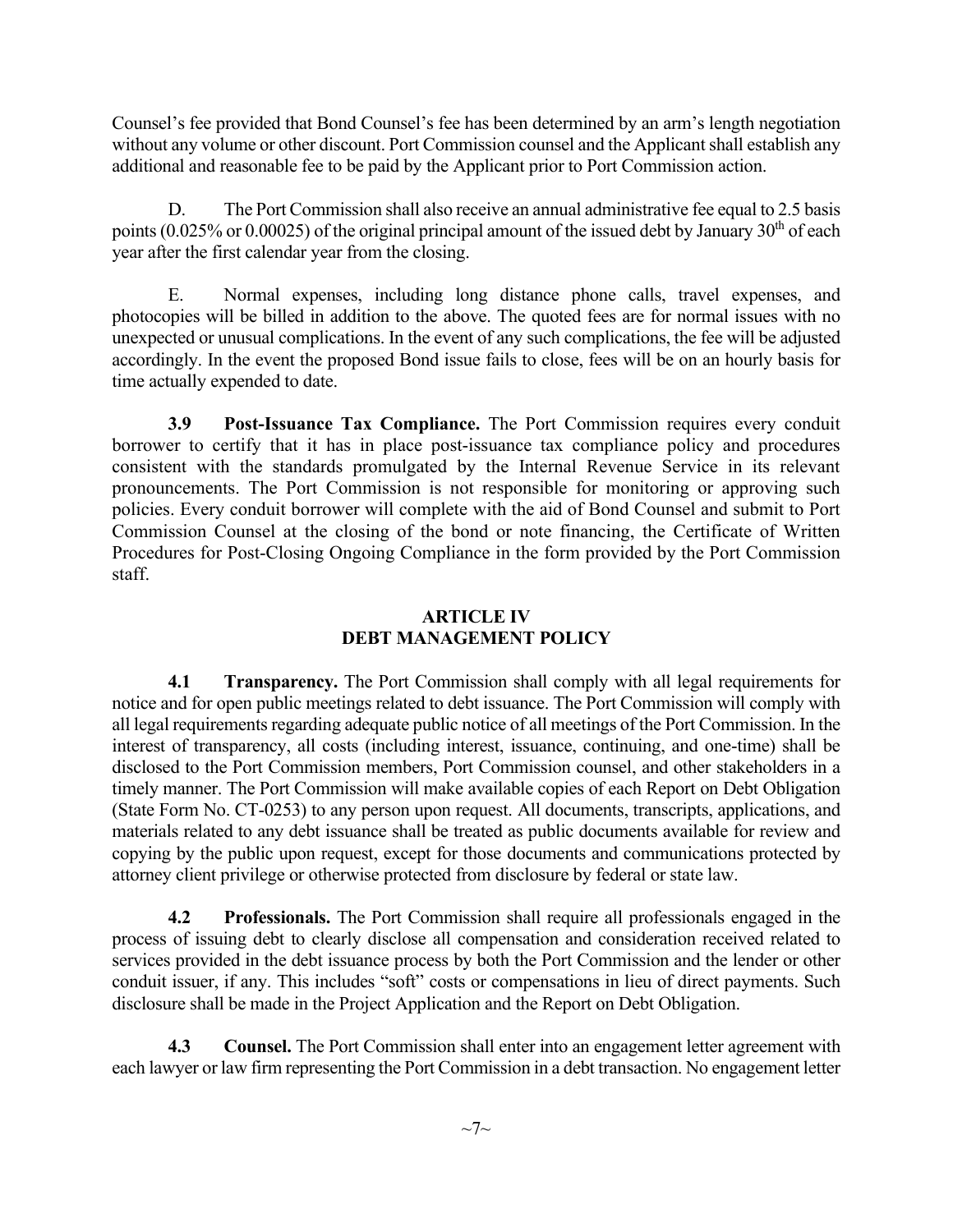Counsel's fee provided that Bond Counsel's fee has been determined by an arm's length negotiation without any volume or other discount. Port Commission counsel and the Applicant shall establish any additional and reasonable fee to be paid by the Applicant prior to Port Commission action.

D. The Port Commission shall also receive an annual administrative fee equal to 2.5 basis points (0.025% or 0.00025) of the original principal amount of the issued debt by January 30th of each year after the first calendar year from the closing.

E. Normal expenses, including long distance phone calls, travel expenses, and photocopies will be billed in addition to the above. The quoted fees are for normal issues with no unexpected or unusual complications. In the event of any such complications, the fee will be adjusted accordingly. In the event the proposed Bond issue fails to close, fees will be on an hourly basis for time actually expended to date.

**3.9 Post-Issuance Tax Compliance.** The Port Commission requires every conduit borrower to certify that it has in place post-issuance tax compliance policy and procedures consistent with the standards promulgated by the Internal Revenue Service in its relevant pronouncements. The Port Commission is not responsible for monitoring or approving such policies. Every conduit borrower will complete with the aid of Bond Counsel and submit to Port Commission Counsel at the closing of the bond or note financing, the Certificate of Written Procedures for Post-Closing Ongoing Compliance in the form provided by the Port Commission staff.

## ARTICLE IV
## DEBT MANAGEMENT POLICY

**4.1 Transparency.** The Port Commission shall comply with all legal requirements for notice and for open public meetings related to debt issuance. The Port Commission will comply with all legal requirements regarding adequate public notice of all meetings of the Port Commission. In the interest of transparency, all costs (including interest, issuance, continuing, and one-time) shall be disclosed to the Port Commission members, Port Commission counsel, and other stakeholders in a timely manner. The Port Commission will make available copies of each Report on Debt Obligation (State Form No. CT-0253) to any person upon request. All documents, transcripts, applications, and materials related to any debt issuance shall be treated as public documents available for review and copying by the public upon request, except for those documents and communications protected by attorney client privilege or otherwise protected from disclosure by federal or state law.

**4.2 Professionals.** The Port Commission shall require all professionals engaged in the process of issuing debt to clearly disclose all compensation and consideration received related to services provided in the debt issuance process by both the Port Commission and the lender or other conduit issuer, if any. This includes "soft" costs or compensations in lieu of direct payments. Such disclosure shall be made in the Project Application and the Report on Debt Obligation.

**4.3 Counsel.** The Port Commission shall enter into an engagement letter agreement with each lawyer or law firm representing the Port Commission in a debt transaction. No engagement letter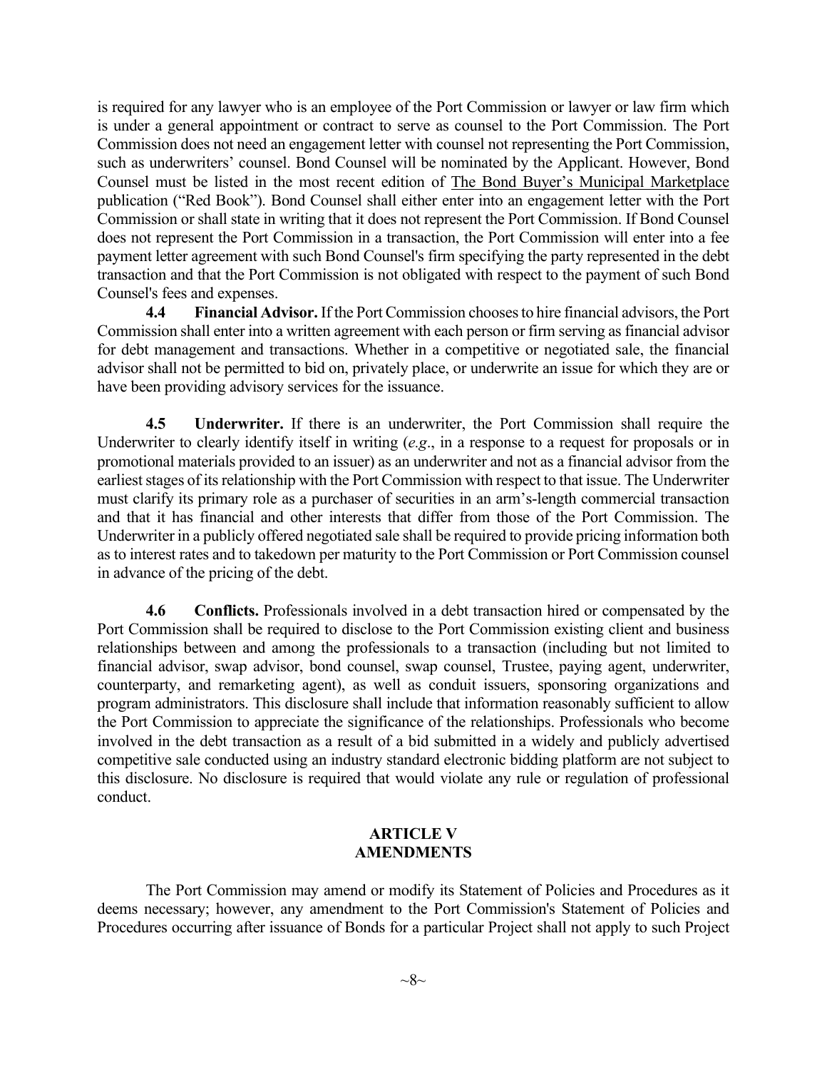is required for any lawyer who is an employee of the Port Commission or lawyer or law firm which is under a general appointment or contract to serve as counsel to the Port Commission. The Port Commission does not need an engagement letter with counsel not representing the Port Commission, such as underwriters' counsel. Bond Counsel will be nominated by the Applicant. However, Bond Counsel must be listed in the most recent edition of The Bond Buyer's Municipal Marketplace publication ("Red Book"). Bond Counsel shall either enter into an engagement letter with the Port Commission or shall state in writing that it does not represent the Port Commission. If Bond Counsel does not represent the Port Commission in a transaction, the Port Commission will enter into a fee payment letter agreement with such Bond Counsel's firm specifying the party represented in the debt transaction and that the Port Commission is not obligated with respect to the payment of such Bond Counsel's fees and expenses.

**4.4 Financial Advisor.** If the Port Commission chooses to hire financial advisors, the Port Commission shall enter into a written agreement with each person or firm serving as financial advisor for debt management and transactions. Whether in a competitive or negotiated sale, the financial advisor shall not be permitted to bid on, privately place, or underwrite an issue for which they are or have been providing advisory services for the issuance.

**4.5 Underwriter.** If there is an underwriter, the Port Commission shall require the Underwriter to clearly identify itself in writing (*e.g*., in a response to a request for proposals or in promotional materials provided to an issuer) as an underwriter and not as a financial advisor from the earliest stages of its relationship with the Port Commission with respect to that issue. The Underwriter must clarify its primary role as a purchaser of securities in an arm's-length commercial transaction and that it has financial and other interests that differ from those of the Port Commission. The Underwriter in a publicly offered negotiated sale shall be required to provide pricing information both as to interest rates and to takedown per maturity to the Port Commission or Port Commission counsel in advance of the pricing of the debt.

**4.6 Conflicts.** Professionals involved in a debt transaction hired or compensated by the Port Commission shall be required to disclose to the Port Commission existing client and business relationships between and among the professionals to a transaction (including but not limited to financial advisor, swap advisor, bond counsel, swap counsel, Trustee, paying agent, underwriter, counterparty, and remarketing agent), as well as conduit issuers, sponsoring organizations and program administrators. This disclosure shall include that information reasonably sufficient to allow the Port Commission to appreciate the significance of the relationships. Professionals who become involved in the debt transaction as a result of a bid submitted in a widely and publicly advertised competitive sale conducted using an industry standard electronic bidding platform are not subject to this disclosure. No disclosure is required that would violate any rule or regulation of professional conduct.

## ARTICLE V
## AMENDMENTS

The Port Commission may amend or modify its Statement of Policies and Procedures as it deems necessary; however, any amendment to the Port Commission's Statement of Policies and Procedures occurring after issuance of Bonds for a particular Project shall not apply to such Project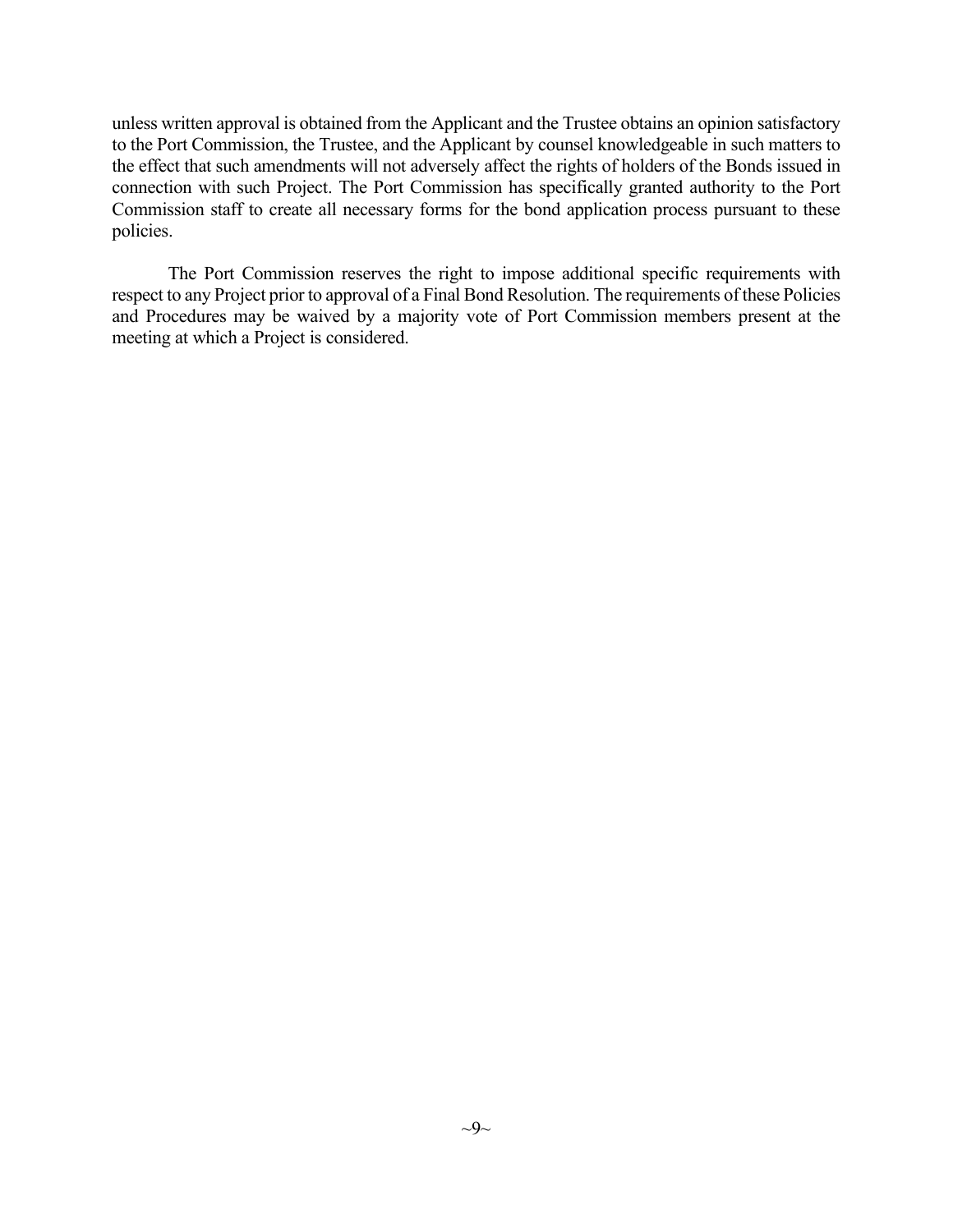unless written approval is obtained from the Applicant and the Trustee obtains an opinion satisfactory to the Port Commission, the Trustee, and the Applicant by counsel knowledgeable in such matters to the effect that such amendments will not adversely affect the rights of holders of the Bonds issued in connection with such Project. The Port Commission has specifically granted authority to the Port Commission staff to create all necessary forms for the bond application process pursuant to these policies.

The Port Commission reserves the right to impose additional specific requirements with respect to any Project prior to approval of a Final Bond Resolution. The requirements of these Policies and Procedures may be waived by a majority vote of Port Commission members present at the meeting at which a Project is considered.